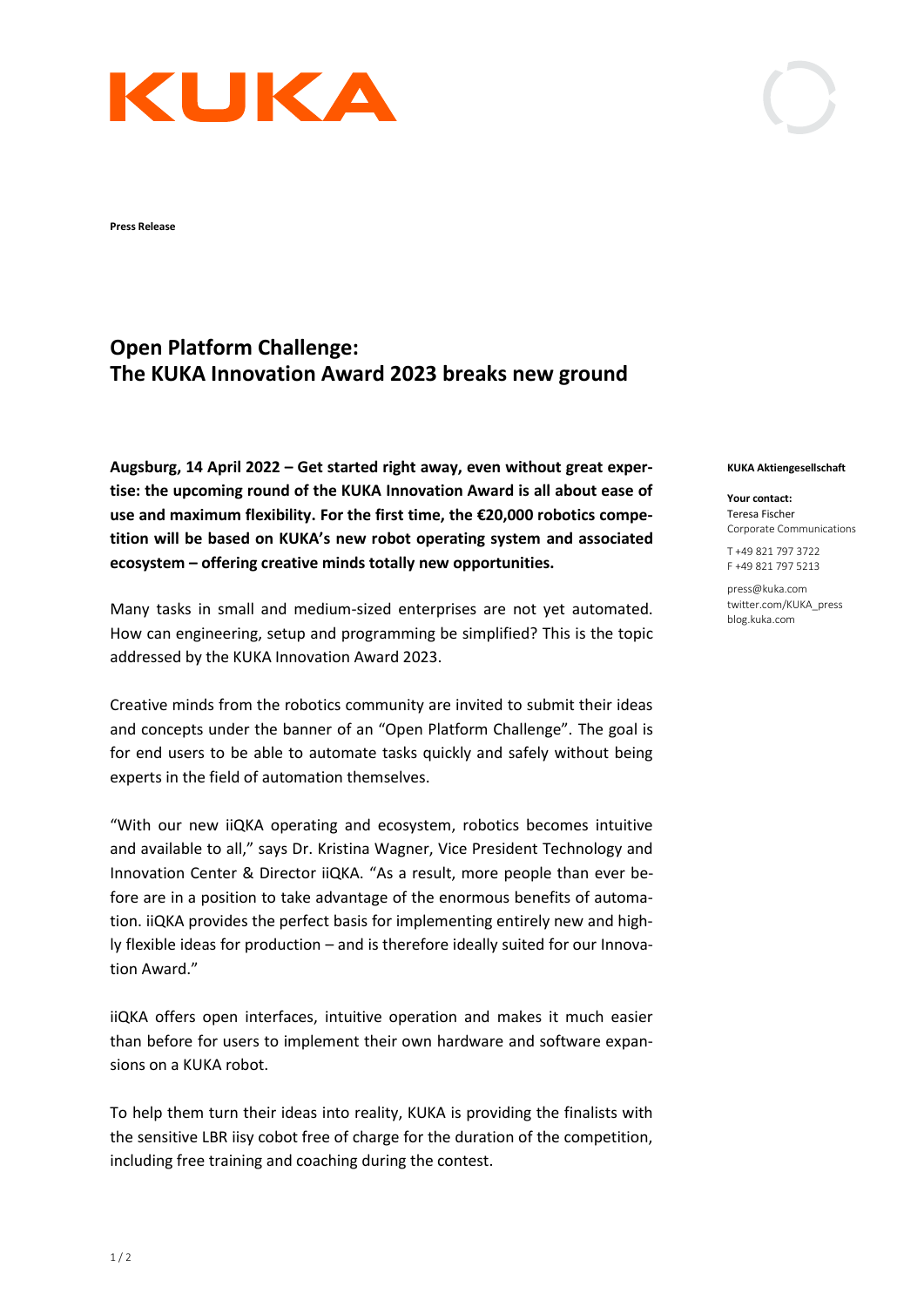**Press Release**

# Open Platform Challenge:
# The KUKA Innovation Award 2023 breaks new ground

**Augsburg, 14 April 2022 – Get started right away, even without great expertise: the upcoming round of the KUKA Innovation Award is all about ease of use and maximum flexibility. For the first time, the €20,000 robotics competition will be based on KUKA's new robot operating system and associated ecosystem – offering creative minds totally new opportunities.**

Many tasks in small and medium-sized enterprises are not yet automated. How can engineering, setup and programming be simplified? This is the topic addressed by the KUKA Innovation Award 2023.

Creative minds from the robotics community are invited to submit their ideas and concepts under the banner of an "Open Platform Challenge". The goal is for end users to be able to automate tasks quickly and safely without being experts in the field of automation themselves.

"With our new iiQKA operating and ecosystem, robotics becomes intuitive and available to all," says Dr. Kristina Wagner, Vice President Technology and Innovation Center & Director iiQKA. "As a result, more people than ever before are in a position to take advantage of the enormous benefits of automation. iiQKA provides the perfect basis for implementing entirely new and highly flexible ideas for production – and is therefore ideally suited for our Innovation Award."

iiQKA offers open interfaces, intuitive operation and makes it much easier than before for users to implement their own hardware and software expansions on a KUKA robot.

To help them turn their ideas into reality, KUKA is providing the finalists with the sensitive LBR iisy cobot free of charge for the duration of the competition, including free training and coaching during the contest.

**KUKA Aktiengesellschaft**

**Your contact:**
Teresa Fischer
Corporate Communications

T +49 821 797 3722
F +49 821 797 5213

press@kuka.com
twitter.com/KUKA_press
blog.kuka.com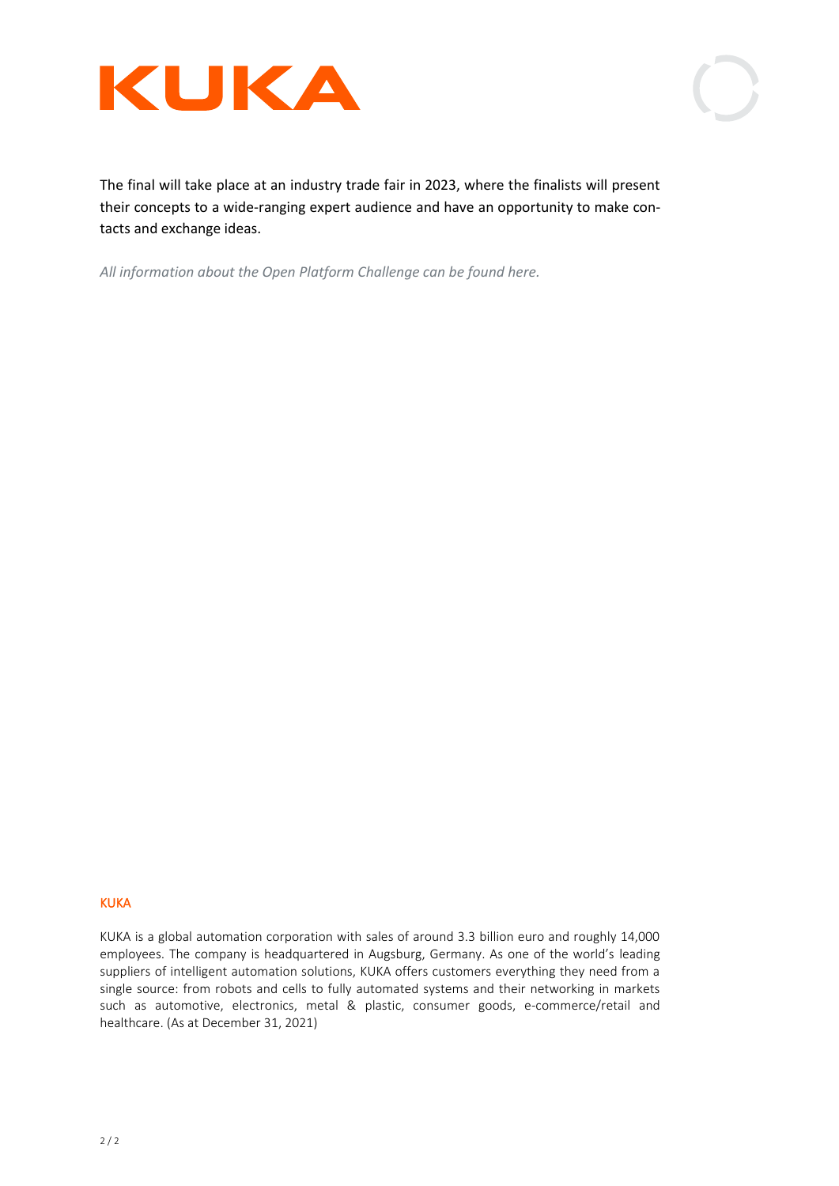The final will take place at an industry trade fair in 2023, where the finalists will present their concepts to a wide-ranging expert audience and have an opportunity to make contacts and exchange ideas.

*All information about the Open Platform Challenge can be found here.*

**KUKA**

KUKA is a global automation corporation with sales of around 3.3 billion euro and roughly 14,000 employees. The company is headquartered in Augsburg, Germany. As one of the world's leading suppliers of intelligent automation solutions, KUKA offers customers everything they need from a single source: from robots and cells to fully automated systems and their networking in markets such as automotive, electronics, metal & plastic, consumer goods, e-commerce/retail and healthcare. (As at December 31, 2021)